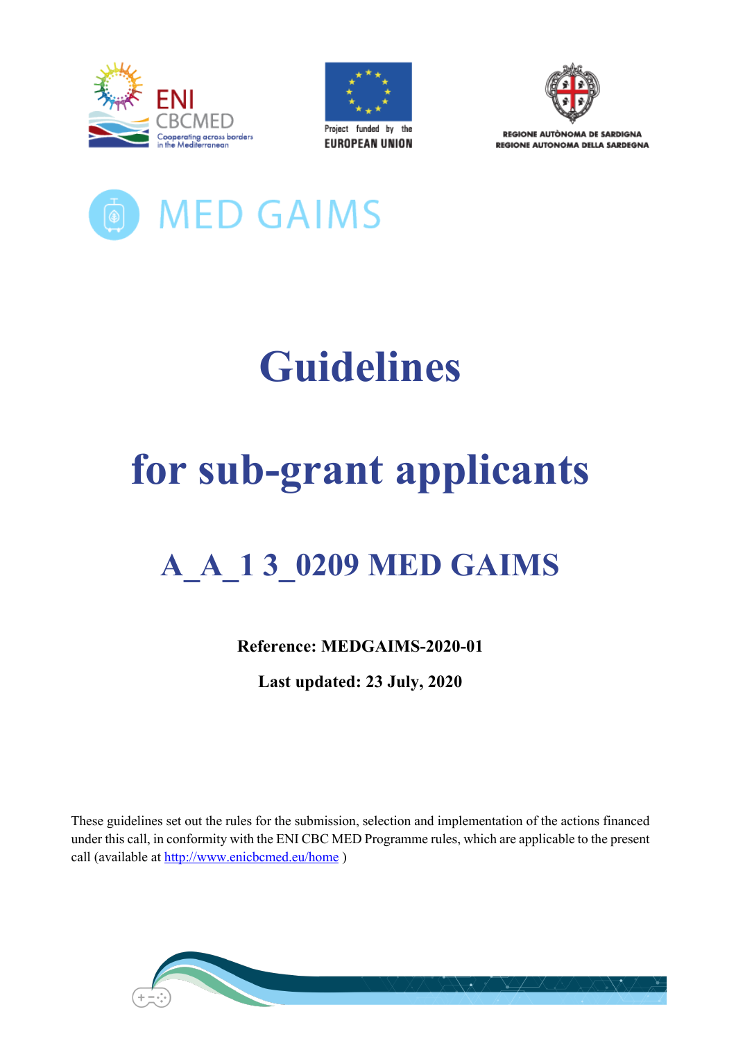ENI CBCMED
Cooperating across borders in the Mediterranean

Project funded by the EUROPEAN UNION

REGIONE AUTÒNOMA DE SARDIGNA
REGIONE AUTONOMA DELLA SARDEGNA

MED GAIMS

# Guidelines

# for sub-grant applicants

## A_A_1 3_0209 MED GAIMS

**Reference: MEDGAIMS-2020-01**

**Last updated: 23 July, 2020**

These guidelines set out the rules for the submission, selection and implementation of the actions financed under this call, in conformity with the ENI CBC MED Programme rules, which are applicable to the present call (available at [http://www.enicbcmed.eu/home](http://www.enicbcmed.eu/home) )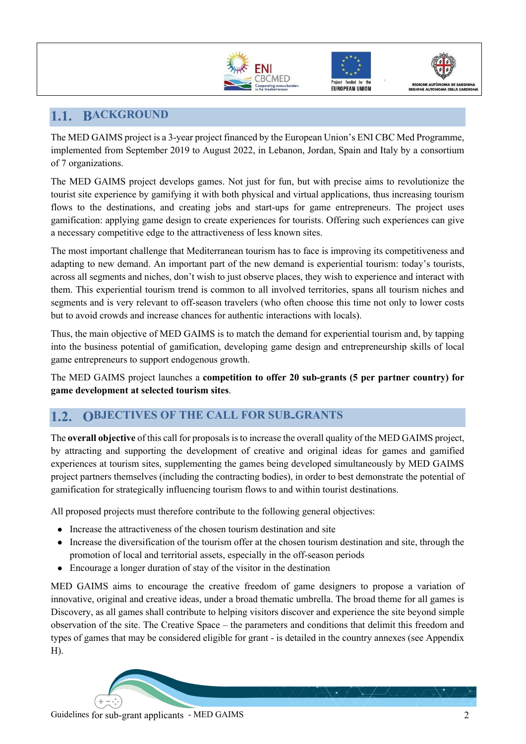## 1.1. BACKGROUND

The MED GAIMS project is a 3-year project financed by the European Union's ENI CBC Med Programme, implemented from September 2019 to August 2022, in Lebanon, Jordan, Spain and Italy by a consortium of 7 organizations.

The MED GAIMS project develops games. Not just for fun, but with precise aims to revolutionize the tourist site experience by gamifying it with both physical and virtual applications, thus increasing tourism flows to the destinations, and creating jobs and start-ups for game entrepreneurs. The project uses gamification: applying game design to create experiences for tourists. Offering such experiences can give a necessary competitive edge to the attractiveness of less known sites.

The most important challenge that Mediterranean tourism has to face is improving its competitiveness and adapting to new demand. An important part of the new demand is experiential tourism: today's tourists, across all segments and niches, don't wish to just observe places, they wish to experience and interact with them. This experiential tourism trend is common to all involved territories, spans all tourism niches and segments and is very relevant to off-season travelers (who often choose this time not only to lower costs but to avoid crowds and increase chances for authentic interactions with locals).

Thus, the main objective of MED GAIMS is to match the demand for experiential tourism and, by tapping into the business potential of gamification, developing game design and entrepreneurship skills of local game entrepreneurs to support endogenous growth.

The MED GAIMS project launches a **competition to offer 20 sub-grants (5 per partner country) for game development at selected tourism sites**.

## 1.2. OBJECTIVES OF THE CALL FOR SUB-GRANTS

The **overall objective** of this call for proposals is to increase the overall quality of the MED GAIMS project, by attracting and supporting the development of creative and original ideas for games and gamified experiences at tourism sites, supplementing the games being developed simultaneously by MED GAIMS project partners themselves (including the contracting bodies), in order to best demonstrate the potential of gamification for strategically influencing tourism flows to and within tourist destinations.

All proposed projects must therefore contribute to the following general objectives:

- Increase the attractiveness of the chosen tourism destination and site
- Increase the diversification of the tourism offer at the chosen tourism destination and site, through the promotion of local and territorial assets, especially in the off-season periods
- Encourage a longer duration of stay of the visitor in the destination

MED GAIMS aims to encourage the creative freedom of game designers to propose a variation of innovative, original and creative ideas, under a broad thematic umbrella. The broad theme for all games is Discovery, as all games shall contribute to helping visitors discover and experience the site beyond simple observation of the site. The Creative Space – the parameters and conditions that delimit this freedom and types of games that may be considered eligible for grant - is detailed in the country annexes (see Appendix H).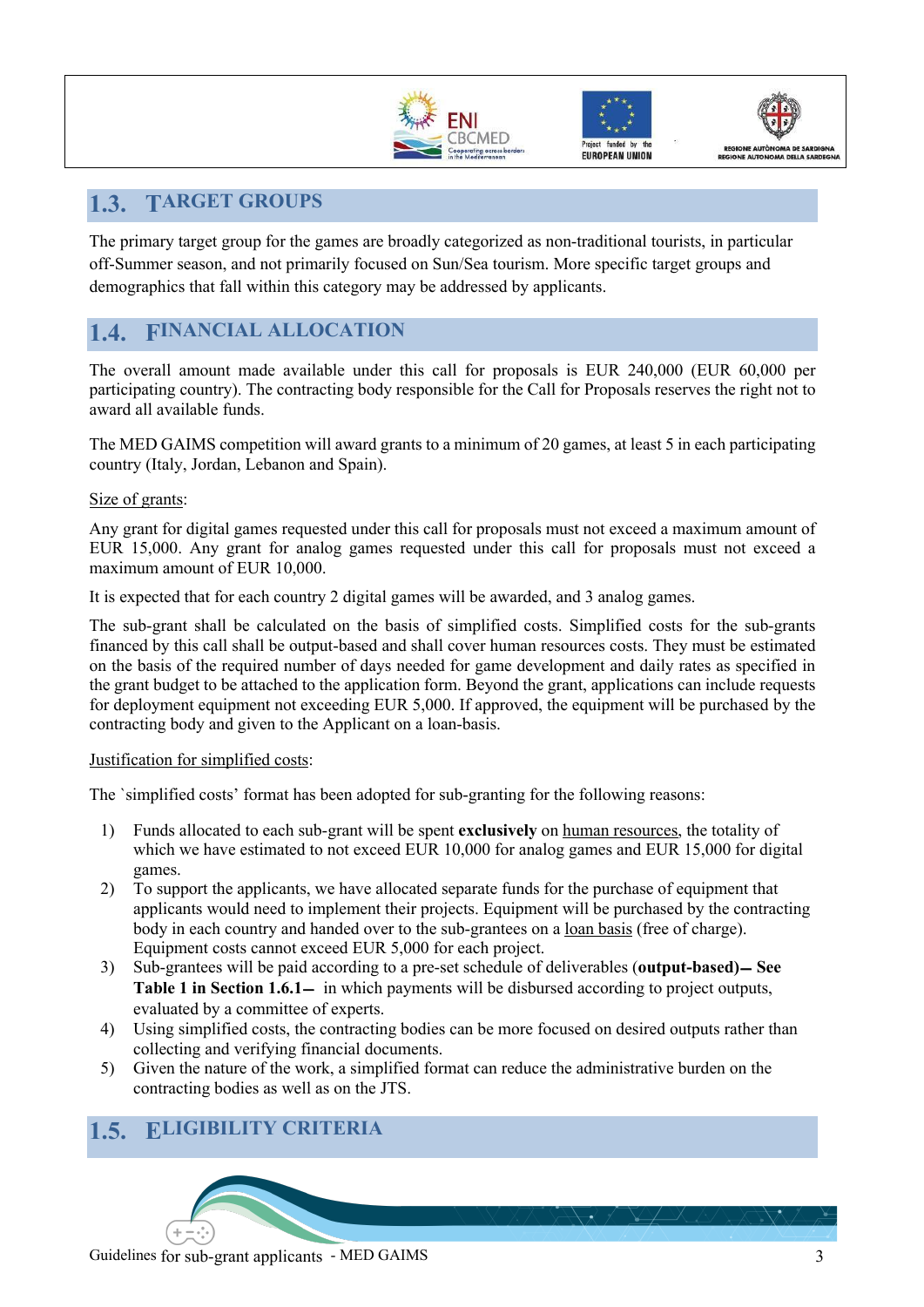## 1.3. TARGET GROUPS

The primary target group for the games are broadly categorized as non-traditional tourists, in particular off-Summer season, and not primarily focused on Sun/Sea tourism. More specific target groups and demographics that fall within this category may be addressed by applicants.

## 1.4. FINANCIAL ALLOCATION

The overall amount made available under this call for proposals is EUR 240,000 (EUR 60,000 per participating country). The contracting body responsible for the Call for Proposals reserves the right not to award all available funds.

The MED GAIMS competition will award grants to a minimum of 20 games, at least 5 in each participating country (Italy, Jordan, Lebanon and Spain).

Size of grants:

Any grant for digital games requested under this call for proposals must not exceed a maximum amount of EUR 15,000. Any grant for analog games requested under this call for proposals must not exceed a maximum amount of EUR 10,000.

It is expected that for each country 2 digital games will be awarded, and 3 analog games.

The sub-grant shall be calculated on the basis of simplified costs. Simplified costs for the sub-grants financed by this call shall be output-based and shall cover human resources costs. They must be estimated on the basis of the required number of days needed for game development and daily rates as specified in the grant budget to be attached to the application form. Beyond the grant, applications can include requests for deployment equipment not exceeding EUR 5,000. If approved, the equipment will be purchased by the contracting body and given to the Applicant on a loan-basis.

Justification for simplified costs:

The `simplified costs' format has been adopted for sub-granting for the following reasons:

1) Funds allocated to each sub-grant will be spent **exclusively** on human resources, the totality of which we have estimated to not exceed EUR 10,000 for analog games and EUR 15,000 for digital games.
2) To support the applicants, we have allocated separate funds for the purchase of equipment that applicants would need to implement their projects. Equipment will be purchased by the contracting body in each country and handed over to the sub-grantees on a loan basis (free of charge). Equipment costs cannot exceed EUR 5,000 for each project.
3) Sub-grantees will be paid according to a pre-set schedule of deliverables (**output-based**)– **See Table 1 in Section 1.6.1**– in which payments will be disbursed according to project outputs, evaluated by a committee of experts.
4) Using simplified costs, the contracting bodies can be more focused on desired outputs rather than collecting and verifying financial documents.
5) Given the nature of the work, a simplified format can reduce the administrative burden on the contracting bodies as well as on the JTS.

## 1.5. ELIGIBILITY CRITERIA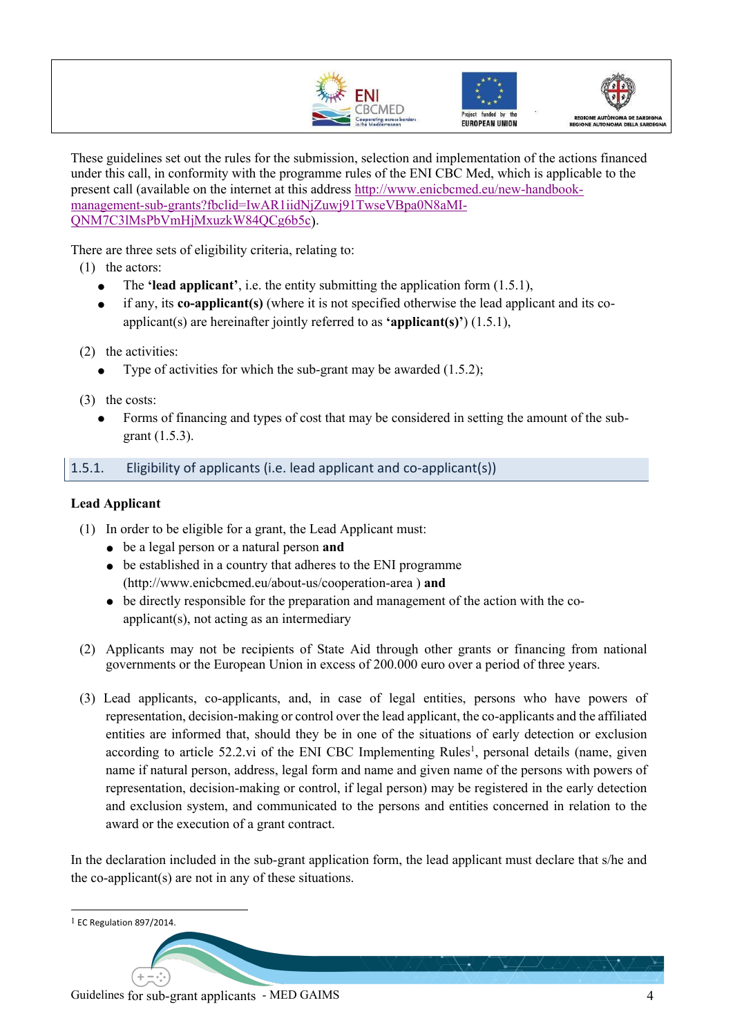These guidelines set out the rules for the submission, selection and implementation of the actions financed under this call, in conformity with the programme rules of the ENI CBC Med, which is applicable to the present call (available on the internet at this address [http://www.enicbcmed.eu/new-handbook-management-sub-grants?fbclid=IwAR1iidNjZuwj91TwseVBpa0N8aMI-QNM7C3lMsPbVmHjMxuzkW84QCg6b5c](http://www.enicbcmed.eu/new-handbook-management-sub-grants?fbclid=IwAR1iidNjZuwj91TwseVBpa0N8aMI-QNM7C3lMsPbVmHjMxuzkW84QCg6b5c)).

There are three sets of eligibility criteria, relating to:

(1) the actors:

- The **'lead applicant'**, i.e. the entity submitting the application form (1.5.1),
- if any, its **co-applicant(s)** (where it is not specified otherwise the lead applicant and its co-applicant(s) are hereinafter jointly referred to as **'applicant(s)'**) (1.5.1),

(2) the activities:

- Type of activities for which the sub-grant may be awarded (1.5.2);

(3) the costs:

- Forms of financing and types of cost that may be considered in setting the amount of the sub-grant (1.5.3).

### 1.5.1. Eligibility of applicants (i.e. lead applicant and co-applicant(s))

**Lead Applicant**

(1) In order to be eligible for a grant, the Lead Applicant must:

- be a legal person or a natural person **and**
- be established in a country that adheres to the ENI programme (http://www.enicbcmed.eu/about-us/cooperation-area ) **and**
- be directly responsible for the preparation and management of the action with the co-applicant(s), not acting as an intermediary

(2) Applicants may not be recipients of State Aid through other grants or financing from national governments or the European Union in excess of 200.000 euro over a period of three years.

(3) Lead applicants, co-applicants, and, in case of legal entities, persons who have powers of representation, decision-making or control over the lead applicant, the co-applicants and the affiliated entities are informed that, should they be in one of the situations of early detection or exclusion according to article 52.2.vi of the ENI CBC Implementing Rules[1], personal details (name, given name if natural person, address, legal form and name and given name of the persons with powers of representation, decision-making or control, if legal person) may be registered in the early detection and exclusion system, and communicated to the persons and entities concerned in relation to the award or the execution of a grant contract.

In the declaration included in the sub-grant application form, the lead applicant must declare that s/he and the co-applicant(s) are not in any of these situations.

[1] EC Regulation 897/2014.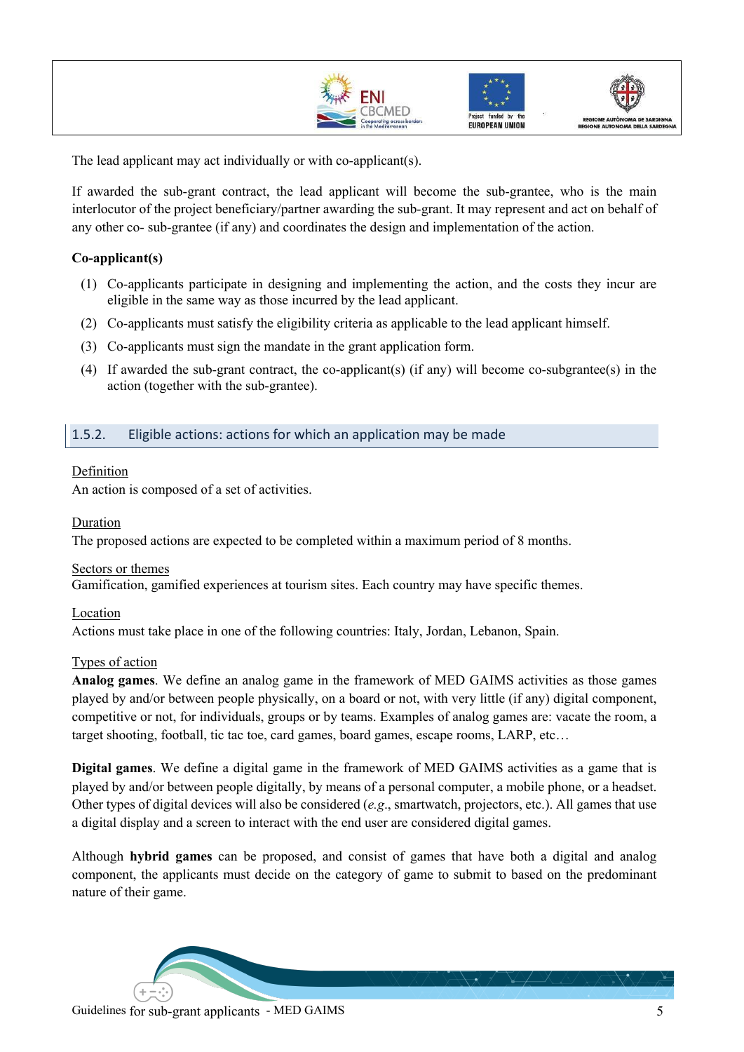The lead applicant may act individually or with co-applicant(s).

If awarded the sub-grant contract, the lead applicant will become the sub-grantee, who is the main interlocutor of the project beneficiary/partner awarding the sub-grant. It may represent and act on behalf of any other co- sub-grantee (if any) and coordinates the design and implementation of the action.

**Co-applicant(s)**

(1) Co-applicants participate in designing and implementing the action, and the costs they incur are eligible in the same way as those incurred by the lead applicant.

(2) Co-applicants must satisfy the eligibility criteria as applicable to the lead applicant himself.

(3) Co-applicants must sign the mandate in the grant application form.

(4) If awarded the sub-grant contract, the co-applicant(s) (if any) will become co-subgrantee(s) in the action (together with the sub-grantee).

### 1.5.2. Eligible actions: actions for which an application may be made

Definition
An action is composed of a set of activities.

Duration
The proposed actions are expected to be completed within a maximum period of 8 months.

Sectors or themes
Gamification, gamified experiences at tourism sites. Each country may have specific themes.

Location
Actions must take place in one of the following countries: Italy, Jordan, Lebanon, Spain.

Types of action
**Analog games**. We define an analog game in the framework of MED GAIMS activities as those games played by and/or between people physically, on a board or not, with very little (if any) digital component, competitive or not, for individuals, groups or by teams. Examples of analog games are: vacate the room, a target shooting, football, tic tac toe, card games, board games, escape rooms, LARP, etc…

**Digital games**. We define a digital game in the framework of MED GAIMS activities as a game that is played by and/or between people digitally, by means of a personal computer, a mobile phone, or a headset. Other types of digital devices will also be considered (*e.g.*, smartwatch, projectors, etc.). All games that use a digital display and a screen to interact with the end user are considered digital games.

Although **hybrid games** can be proposed, and consist of games that have both a digital and analog component, the applicants must decide on the category of game to submit to based on the predominant nature of their game.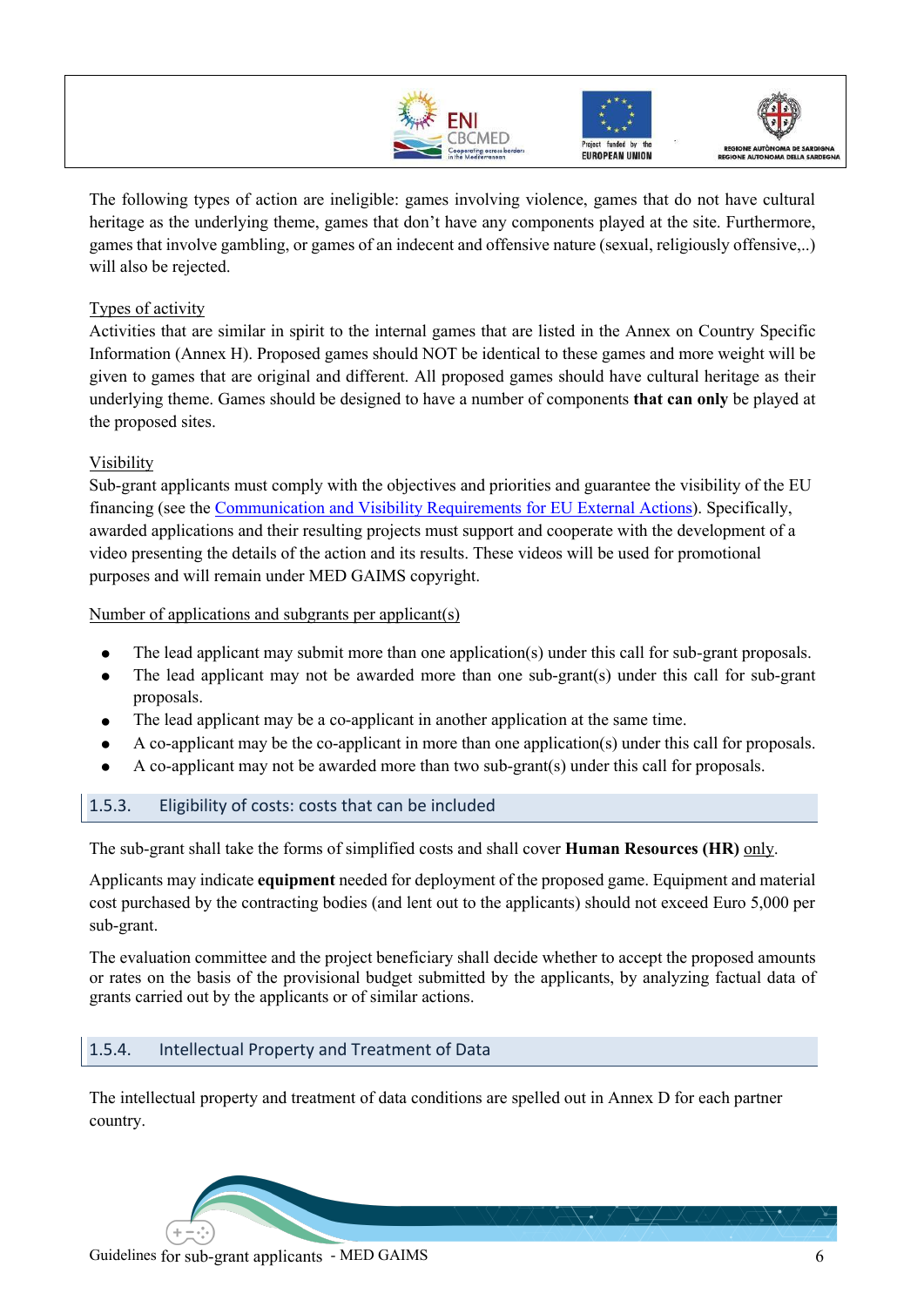The following types of action are ineligible: games involving violence, games that do not have cultural heritage as the underlying theme, games that don't have any components played at the site. Furthermore, games that involve gambling, or games of an indecent and offensive nature (sexual, religiously offensive,..) will also be rejected.

Types of activity

Activities that are similar in spirit to the internal games that are listed in the Annex on Country Specific Information (Annex H). Proposed games should NOT be identical to these games and more weight will be given to games that are original and different. All proposed games should have cultural heritage as their underlying theme. Games should be designed to have a number of components **that can only** be played at the proposed sites.

Visibility

Sub-grant applicants must comply with the objectives and priorities and guarantee the visibility of the EU financing (see the [Communication and Visibility Requirements for EU External Actions]()). Specifically, awarded applications and their resulting projects must support and cooperate with the development of a video presenting the details of the action and its results. These videos will be used for promotional purposes and will remain under MED GAIMS copyright.

Number of applications and subgrants per applicant(s)

- The lead applicant may submit more than one application(s) under this call for sub-grant proposals.
- The lead applicant may not be awarded more than one sub-grant(s) under this call for sub-grant proposals.
- The lead applicant may be a co-applicant in another application at the same time.
- A co-applicant may be the co-applicant in more than one application(s) under this call for proposals.
- A co-applicant may not be awarded more than two sub-grant(s) under this call for proposals.

### 1.5.3. Eligibility of costs: costs that can be included

The sub-grant shall take the forms of simplified costs and shall cover **Human Resources (HR)** only.

Applicants may indicate **equipment** needed for deployment of the proposed game. Equipment and material cost purchased by the contracting bodies (and lent out to the applicants) should not exceed Euro 5,000 per sub-grant.

The evaluation committee and the project beneficiary shall decide whether to accept the proposed amounts or rates on the basis of the provisional budget submitted by the applicants, by analyzing factual data of grants carried out by the applicants or of similar actions.

### 1.5.4. Intellectual Property and Treatment of Data

The intellectual property and treatment of data conditions are spelled out in Annex D for each partner country.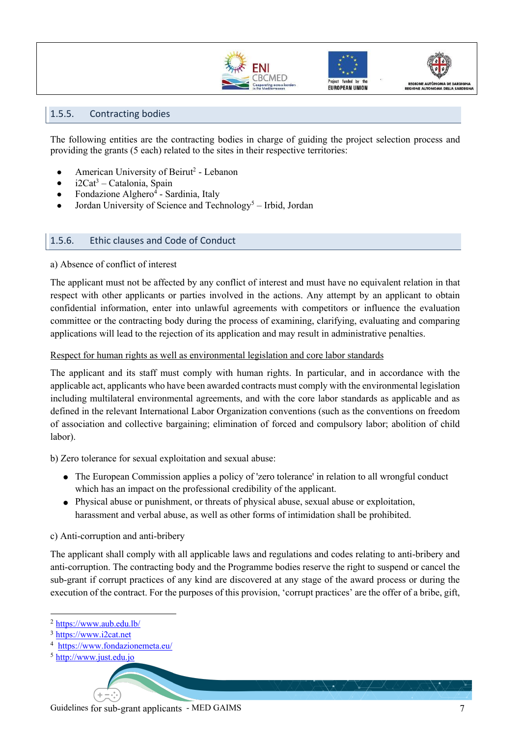### 1.5.5. Contracting bodies

The following entities are the contracting bodies in charge of guiding the project selection process and providing the grants (5 each) related to the sites in their respective territories:

- American University of Beirut[2] - Lebanon
- i2Cat[3] – Catalonia, Spain
- Fondazione Alghero[4] - Sardinia, Italy
- Jordan University of Science and Technology[5] – Irbid, Jordan

### 1.5.6. Ethic clauses and Code of Conduct

a) Absence of conflict of interest

The applicant must not be affected by any conflict of interest and must have no equivalent relation in that respect with other applicants or parties involved in the actions. Any attempt by an applicant to obtain confidential information, enter into unlawful agreements with competitors or influence the evaluation committee or the contracting body during the process of examining, clarifying, evaluating and comparing applications will lead to the rejection of its application and may result in administrative penalties.

Respect for human rights as well as environmental legislation and core labor standards

The applicant and its staff must comply with human rights. In particular, and in accordance with the applicable act, applicants who have been awarded contracts must comply with the environmental legislation including multilateral environmental agreements, and with the core labor standards as applicable and as defined in the relevant International Labor Organization conventions (such as the conventions on freedom of association and collective bargaining; elimination of forced and compulsory labor; abolition of child labor).

b) Zero tolerance for sexual exploitation and sexual abuse:

- The European Commission applies a policy of 'zero tolerance' in relation to all wrongful conduct which has an impact on the professional credibility of the applicant.
- Physical abuse or punishment, or threats of physical abuse, sexual abuse or exploitation, harassment and verbal abuse, as well as other forms of intimidation shall be prohibited.

c) Anti-corruption and anti-bribery

The applicant shall comply with all applicable laws and regulations and codes relating to anti-bribery and anti-corruption. The contracting body and the Programme bodies reserve the right to suspend or cancel the sub-grant if corrupt practices of any kind are discovered at any stage of the award process or during the execution of the contract. For the purposes of this provision, 'corrupt practices' are the offer of a bribe, gift,

---

[2] https://www.aub.edu.lb/

[3] https://www.i2cat.net

[4] https://www.fondazionemeta.eu/

[5] http://www.just.edu.jo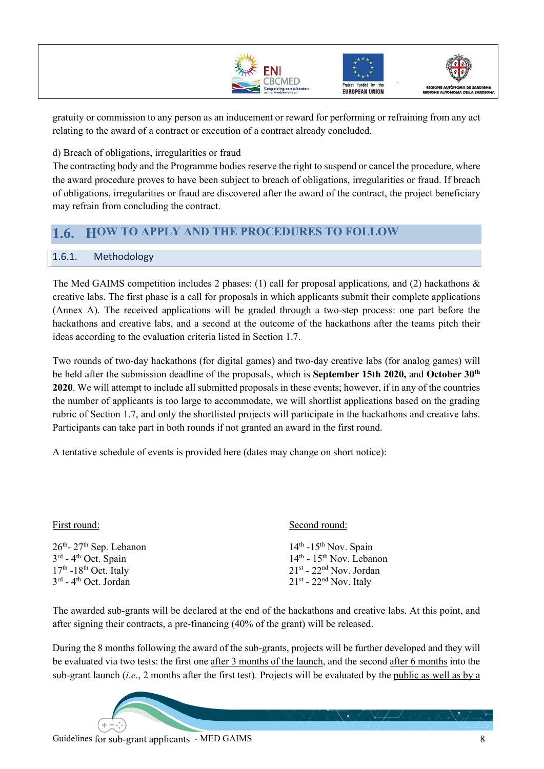gratuity or commission to any person as an inducement or reward for performing or refraining from any act relating to the award of a contract or execution of a contract already concluded.

d) Breach of obligations, irregularities or fraud

The contracting body and the Programme bodies reserve the right to suspend or cancel the procedure, where the award procedure proves to have been subject to breach of obligations, irregularities or fraud. If breach of obligations, irregularities or fraud are discovered after the award of the contract, the project beneficiary may refrain from concluding the contract.

## 1.6. HOW TO APPLY AND THE PROCEDURES TO FOLLOW

### 1.6.1. Methodology

The Med GAIMS competition includes 2 phases: (1) call for proposal applications, and (2) hackathons & creative labs. The first phase is a call for proposals in which applicants submit their complete applications (Annex A). The received applications will be graded through a two-step process: one part before the hackathons and creative labs, and a second at the outcome of the hackathons after the teams pitch their ideas according to the evaluation criteria listed in Section 1.7.

Two rounds of two-day hackathons (for digital games) and two-day creative labs (for analog games) will be held after the submission deadline of the proposals, which is **September 15th 2020,** and **October 30th 2020**. We will attempt to include all submitted proposals in these events; however, if in any of the countries the number of applicants is too large to accommodate, we will shortlist applications based on the grading rubric of Section 1.7, and only the shortlisted projects will participate in the hackathons and creative labs. Participants can take part in both rounds if not granted an award in the first round.

A tentative schedule of events is provided here (dates may change on short notice):

First round:

26th- 27th Sep. Lebanon
3rd - 4th Oct. Spain
17th -18th Oct. Italy
3rd - 4th Oct. Jordan

Second round:

14th -15th Nov. Spain
14th - 15th Nov. Lebanon
21st - 22nd Nov. Jordan
21st - 22nd Nov. Italy

The awarded sub-grants will be declared at the end of the hackathons and creative labs. At this point, and after signing their contracts, a pre-financing (40% of the grant) will be released.

During the 8 months following the award of the sub-grants, projects will be further developed and they will be evaluated via two tests: the first one after 3 months of the launch, and the second after 6 months into the sub-grant launch (*i.e.*, 2 months after the first test). Projects will be evaluated by the public as well as by a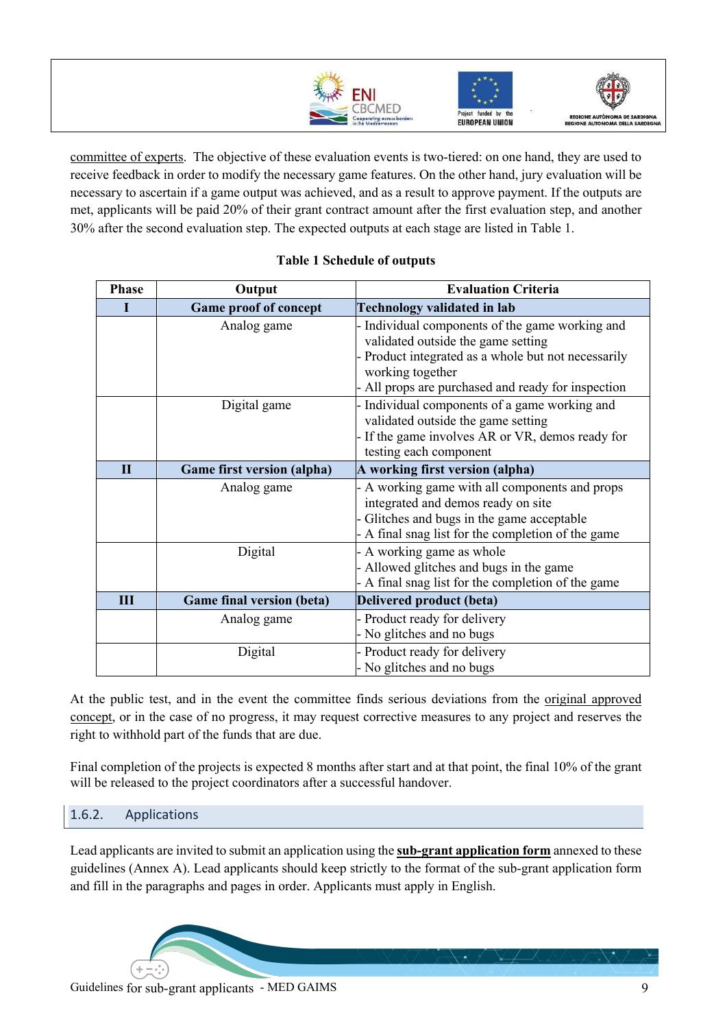committee of experts. The objective of these evaluation events is two-tiered: on one hand, they are used to receive feedback in order to modify the necessary game features. On the other hand, jury evaluation will be necessary to ascertain if a game output was achieved, and as a result to approve payment. If the outputs are met, applicants will be paid 20% of their grant contract amount after the first evaluation step, and another 30% after the second evaluation step. The expected outputs at each stage are listed in Table 1.

**Table 1 Schedule of outputs**

| Phase | Output | Evaluation Criteria |
|---|---|---|
| **I** | **Game proof of concept** | **Technology validated in lab** |
| | Analog game | - Individual components of the game working and validated outside the game setting<br>- Product integrated as a whole but not necessarily working together<br>- All props are purchased and ready for inspection |
| | Digital game | - Individual components of a game working and validated outside the game setting<br>- If the game involves AR or VR, demos ready for testing each component |
| **II** | **Game first version (alpha)** | **A working first version (alpha)** |
| | Analog game | - A working game with all components and props integrated and demos ready on site<br>- Glitches and bugs in the game acceptable<br>- A final snag list for the completion of the game |
| | Digital | - A working game as whole<br>- Allowed glitches and bugs in the game<br>- A final snag list for the completion of the game |
| **III** | **Game final version (beta)** | **Delivered product (beta)** |
| | Analog game | - Product ready for delivery<br>- No glitches and no bugs |
| | Digital | - Product ready for delivery<br>- No glitches and no bugs |

At the public test, and in the event the committee finds serious deviations from the original approved concept, or in the case of no progress, it may request corrective measures to any project and reserves the right to withhold part of the funds that are due.

Final completion of the projects is expected 8 months after start and at that point, the final 10% of the grant will be released to the project coordinators after a successful handover.

### 1.6.2. Applications

Lead applicants are invited to submit an application using the **sub-grant application form** annexed to these guidelines (Annex A). Lead applicants should keep strictly to the format of the sub-grant application form and fill in the paragraphs and pages in order. Applicants must apply in English.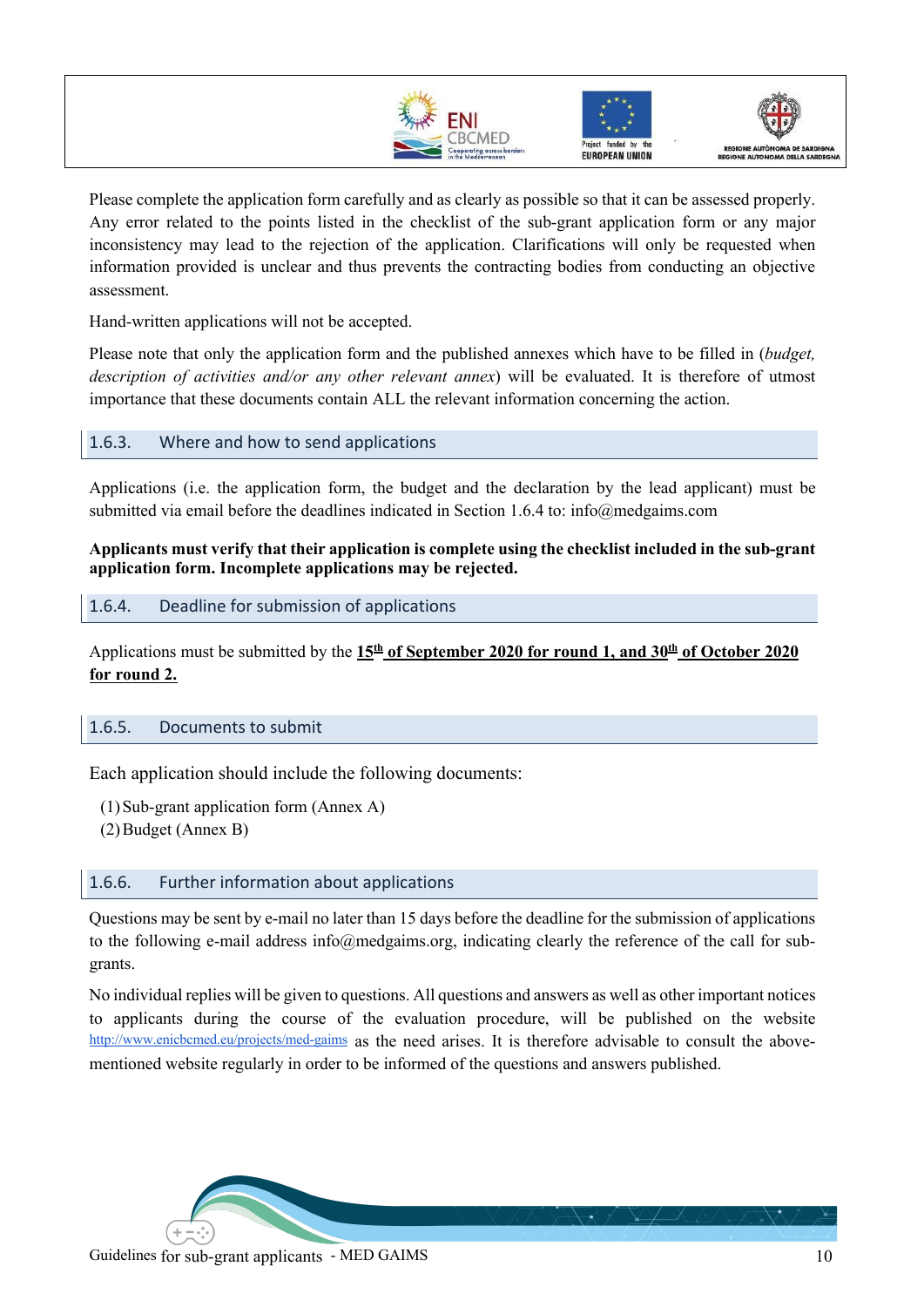Please complete the application form carefully and as clearly as possible so that it can be assessed properly. Any error related to the points listed in the checklist of the sub-grant application form or any major inconsistency may lead to the rejection of the application. Clarifications will only be requested when information provided is unclear and thus prevents the contracting bodies from conducting an objective assessment.

Hand-written applications will not be accepted.

Please note that only the application form and the published annexes which have to be filled in (*budget, description of activities and/or any other relevant annex*) will be evaluated. It is therefore of utmost importance that these documents contain ALL the relevant information concerning the action.

### 1.6.3. Where and how to send applications

Applications (i.e. the application form, the budget and the declaration by the lead applicant) must be submitted via email before the deadlines indicated in Section 1.6.4 to: info@medgaims.com

**Applicants must verify that their application is complete using the checklist included in the sub-grant application form. Incomplete applications may be rejected.**

### 1.6.4. Deadline for submission of applications

Applications must be submitted by the **15th of September 2020 for round 1, and 30th of October 2020 for round 2.**

### 1.6.5. Documents to submit

Each application should include the following documents:

(1) Sub-grant application form (Annex A)
(2) Budget (Annex B)

### 1.6.6. Further information about applications

Questions may be sent by e-mail no later than 15 days before the deadline for the submission of applications to the following e-mail address info@medgaims.org, indicating clearly the reference of the call for sub-grants.

No individual replies will be given to questions. All questions and answers as well as other important notices to applicants during the course of the evaluation procedure, will be published on the website http://www.enicbcmed.eu/projects/med-gaims as the need arises. It is therefore advisable to consult the above-mentioned website regularly in order to be informed of the questions and answers published.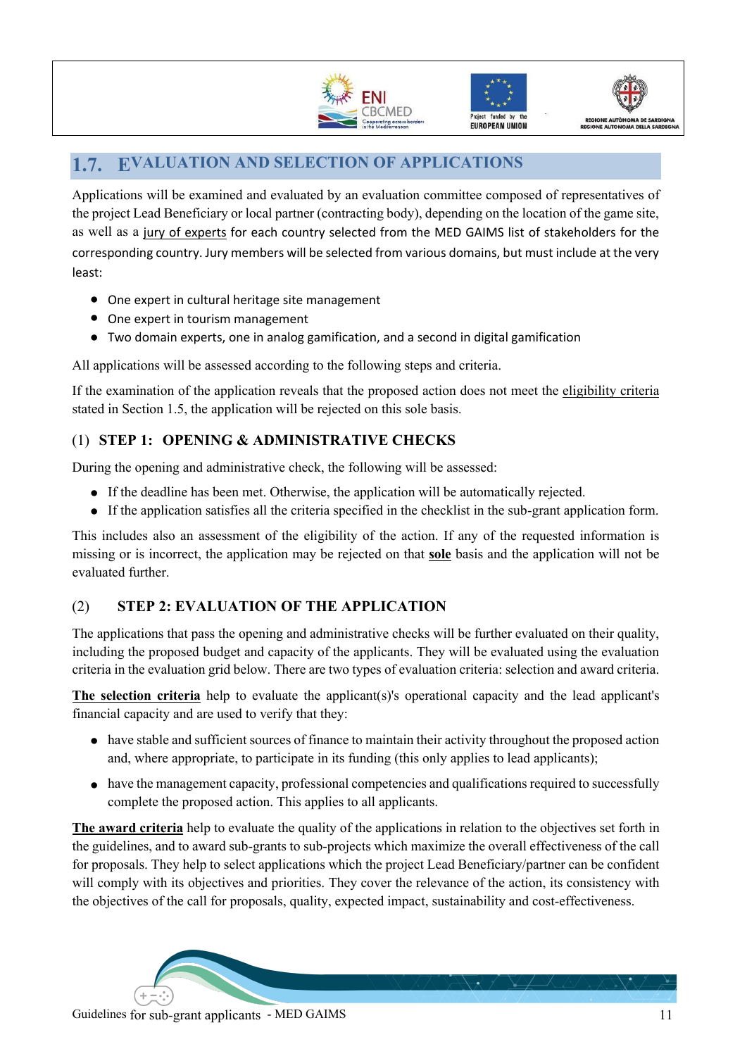## 1.7. EVALUATION AND SELECTION OF APPLICATIONS

Applications will be examined and evaluated by an evaluation committee composed of representatives of the project Lead Beneficiary or local partner (contracting body), depending on the location of the game site, as well as a jury of experts for each country selected from the MED GAIMS list of stakeholders for the corresponding country. Jury members will be selected from various domains, but must include at the very least:

- One expert in cultural heritage site management
- One expert in tourism management
- Two domain experts, one in analog gamification, and a second in digital gamification

All applications will be assessed according to the following steps and criteria.

If the examination of the application reveals that the proposed action does not meet the eligibility criteria stated in Section 1.5, the application will be rejected on this sole basis.

### (1) STEP 1: OPENING & ADMINISTRATIVE CHECKS

During the opening and administrative check, the following will be assessed:

- If the deadline has been met. Otherwise, the application will be automatically rejected.
- If the application satisfies all the criteria specified in the checklist in the sub-grant application form.

This includes also an assessment of the eligibility of the action. If any of the requested information is missing or is incorrect, the application may be rejected on that **sole** basis and the application will not be evaluated further.

### (2) STEP 2: EVALUATION OF THE APPLICATION

The applications that pass the opening and administrative checks will be further evaluated on their quality, including the proposed budget and capacity of the applicants. They will be evaluated using the evaluation criteria in the evaluation grid below. There are two types of evaluation criteria: selection and award criteria.

**The selection criteria** help to evaluate the applicant(s)'s operational capacity and the lead applicant's financial capacity and are used to verify that they:

- have stable and sufficient sources of finance to maintain their activity throughout the proposed action and, where appropriate, to participate in its funding (this only applies to lead applicants);
- have the management capacity, professional competencies and qualifications required to successfully complete the proposed action. This applies to all applicants.

**The award criteria** help to evaluate the quality of the applications in relation to the objectives set forth in the guidelines, and to award sub-grants to sub-projects which maximize the overall effectiveness of the call for proposals. They help to select applications which the project Lead Beneficiary/partner can be confident will comply with its objectives and priorities. They cover the relevance of the action, its consistency with the objectives of the call for proposals, quality, expected impact, sustainability and cost-effectiveness.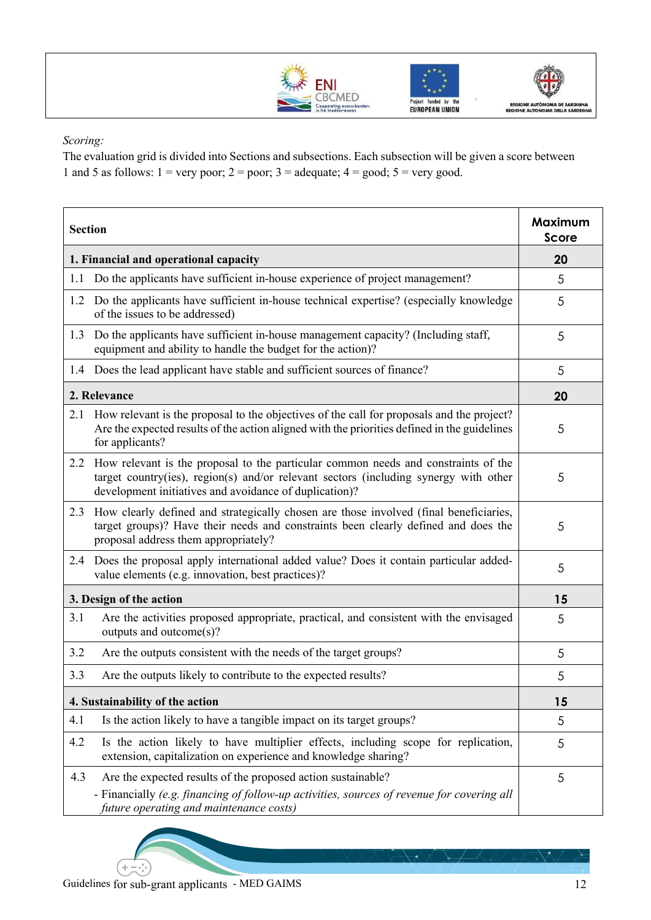*Scoring:*

The evaluation grid is divided into Sections and subsections. Each subsection will be given a score between 1 and 5 as follows: 1 = very poor; 2 = poor; 3 = adequate; 4 = good; 5 = very good.

| Section | Maximum Score |
|---|---|
| **1. Financial and operational capacity** | **20** |
| 1.1 Do the applicants have sufficient in-house experience of project management? | 5 |
| 1.2 Do the applicants have sufficient in-house technical expertise? (especially knowledge of the issues to be addressed) | 5 |
| 1.3 Do the applicants have sufficient in-house management capacity? (Including staff, equipment and ability to handle the budget for the action)? | 5 |
| 1.4 Does the lead applicant have stable and sufficient sources of finance? | 5 |
| **2. Relevance** | **20** |
| 2.1 How relevant is the proposal to the objectives of the call for proposals and the project? Are the expected results of the action aligned with the priorities defined in the guidelines for applicants? | 5 |
| 2.2 How relevant is the proposal to the particular common needs and constraints of the target country(ies), region(s) and/or relevant sectors (including synergy with other development initiatives and avoidance of duplication)? | 5 |
| 2.3 How clearly defined and strategically chosen are those involved (final beneficiaries, target groups)? Have their needs and constraints been clearly defined and does the proposal address them appropriately? | 5 |
| 2.4 Does the proposal apply international added value? Does it contain particular added-value elements (e.g. innovation, best practices)? | 5 |
| **3. Design of the action** | **15** |
| 3.1 Are the activities proposed appropriate, practical, and consistent with the envisaged outputs and outcome(s)? | 5 |
| 3.2 Are the outputs consistent with the needs of the target groups? | 5 |
| 3.3 Are the outputs likely to contribute to the expected results? | 5 |
| **4. Sustainability of the action** | **15** |
| 4.1 Is the action likely to have a tangible impact on its target groups? | 5 |
| 4.2 Is the action likely to have multiplier effects, including scope for replication, extension, capitalization on experience and knowledge sharing? | 5 |
| 4.3 Are the expected results of the proposed action sustainable?<br>- Financially *(e.g. financing of follow-up activities, sources of revenue for covering all future operating and maintenance costs)* | 5 |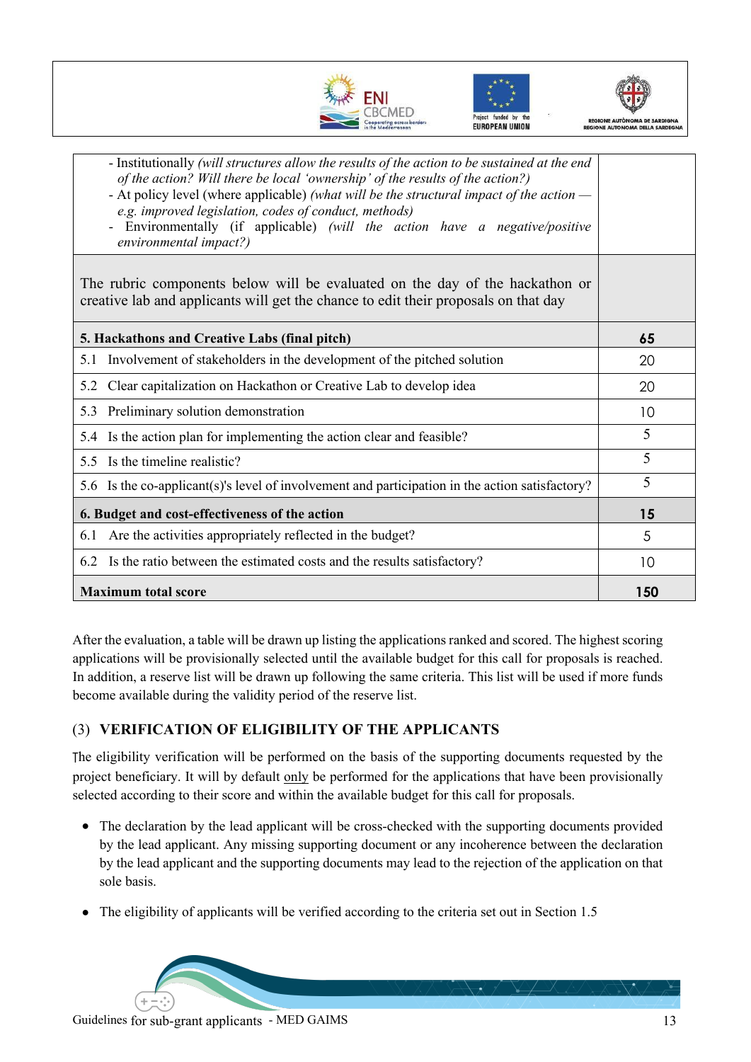| | |
|---|---|
| - Institutionally *(will structures allow the results of the action to be sustained at the end of the action? Will there be local 'ownership' of the results of the action?)*<br>- At policy level (where applicable) *(what will be the structural impact of the action — e.g. improved legislation, codes of conduct, methods)*<br>- Environmentally (if applicable) *(will the action have a negative/positive environmental impact?)* | |
| The rubric components below will be evaluated on the day of the hackathon or creative lab and applicants will get the chance to edit their proposals on that day | |
| **5. Hackathons and Creative Labs (final pitch)** | **65** |
| 5.1 Involvement of stakeholders in the development of the pitched solution | 20 |
| 5.2 Clear capitalization on Hackathon or Creative Lab to develop idea | 20 |
| 5.3 Preliminary solution demonstration | 10 |
| 5.4 Is the action plan for implementing the action clear and feasible? | 5 |
| 5.5 Is the timeline realistic? | 5 |
| 5.6 Is the co-applicant(s)'s level of involvement and participation in the action satisfactory? | 5 |
| **6. Budget and cost-effectiveness of the action** | **15** |
| 6.1 Are the activities appropriately reflected in the budget? | 5 |
| 6.2 Is the ratio between the estimated costs and the results satisfactory? | 10 |
| **Maximum total score** | **150** |

After the evaluation, a table will be drawn up listing the applications ranked and scored. The highest scoring applications will be provisionally selected until the available budget for this call for proposals is reached. In addition, a reserve list will be drawn up following the same criteria. This list will be used if more funds become available during the validity period of the reserve list.

### (3) VERIFICATION OF ELIGIBILITY OF THE APPLICANTS

The eligibility verification will be performed on the basis of the supporting documents requested by the project beneficiary. It will by default only be performed for the applications that have been provisionally selected according to their score and within the available budget for this call for proposals.

- The declaration by the lead applicant will be cross-checked with the supporting documents provided by the lead applicant. Any missing supporting document or any incoherence between the declaration by the lead applicant and the supporting documents may lead to the rejection of the application on that sole basis.
- The eligibility of applicants will be verified according to the criteria set out in Section 1.5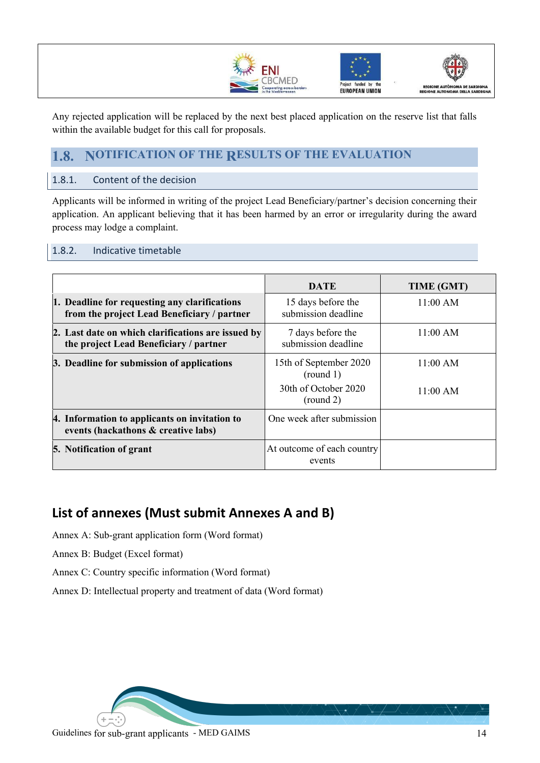Any rejected application will be replaced by the next best placed application on the reserve list that falls within the available budget for this call for proposals.

## 1.8. NOTIFICATION OF THE RESULTS OF THE EVALUATION

### 1.8.1. Content of the decision

Applicants will be informed in writing of the project Lead Beneficiary/partner's decision concerning their application. An applicant believing that it has been harmed by an error or irregularity during the award process may lodge a complaint.

### 1.8.2. Indicative timetable

| | DATE | TIME (GMT) |
|---|---|---|
| **1. Deadline for requesting any clarifications from the project Lead Beneficiary / partner** | 15 days before the submission deadline | 11:00 AM |
| **2. Last date on which clarifications are issued by the project Lead Beneficiary / partner** | 7 days before the submission deadline | 11:00 AM |
| **3. Deadline for submission of applications** | 15th of September 2020 (round 1)<br>30th of October 2020 (round 2) | 11:00 AM<br>11:00 AM |
| **4. Information to applicants on invitation to events (hackathons & creative labs)** | One week after submission | |
| **5. Notification of grant** | At outcome of each country events | |

## List of annexes (Must submit Annexes A and B)

Annex A: Sub-grant application form (Word format)

Annex B: Budget (Excel format)

Annex C: Country specific information (Word format)

Annex D: Intellectual property and treatment of data (Word format)